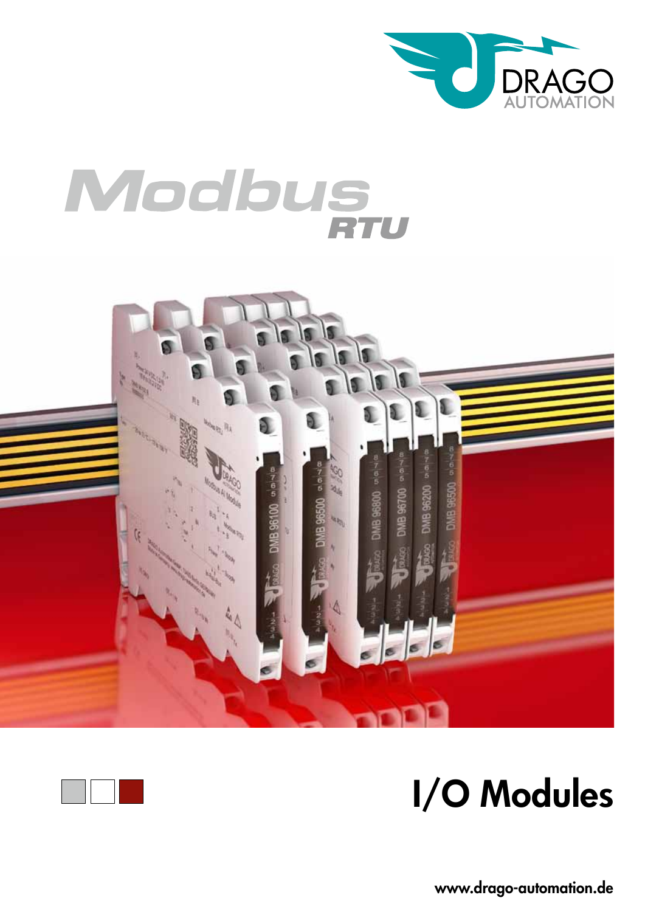DRAGO AUTOMATION

# Modbus RTU

# I/O Modules

www.drago-automation.de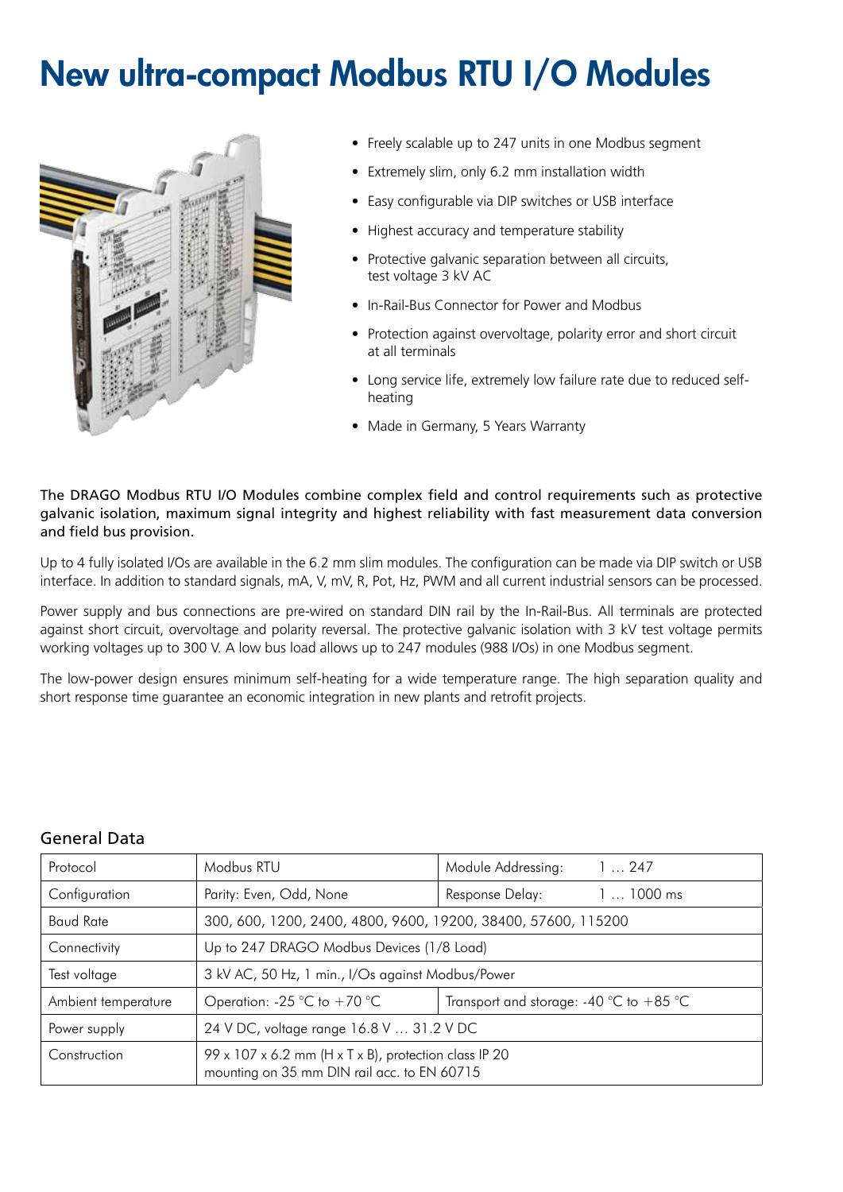# New ultra-compact Modbus RTU I/O Modules

- Freely scalable up to 247 units in one Modbus segment
- Extremely slim, only 6.2 mm installation width
- Easy configurable via DIP switches or USB interface
- Highest accuracy and temperature stability
- Protective galvanic separation between all circuits, test voltage 3 kV AC
- In-Rail-Bus Connector for Power and Modbus
- Protection against overvoltage, polarity error and short circuit at all terminals
- Long service life, extremely low failure rate due to reduced self-heating
- Made in Germany, 5 Years Warranty

The DRAGO Modbus RTU I/O Modules combine complex field and control requirements such as protective galvanic isolation, maximum signal integrity and highest reliability with fast measurement data conversion and field bus provision.

Up to 4 fully isolated I/Os are available in the 6.2 mm slim modules. The configuration can be made via DIP switch or USB interface. In addition to standard signals, mA, V, mV, R, Pot, Hz, PWM and all current industrial sensors can be processed.

Power supply and bus connections are pre-wired on standard DIN rail by the In-Rail-Bus. All terminals are protected against short circuit, overvoltage and polarity reversal. The protective galvanic isolation with 3 kV test voltage permits working voltages up to 300 V. A low bus load allows up to 247 modules (988 I/Os) in one Modbus segment.

The low-power design ensures minimum self-heating for a wide temperature range. The high separation quality and short response time guarantee an economic integration in new plants and retrofit projects.

## General Data

| | | |
|---|---|---|
| Protocol | Modbus RTU | Module Addressing: 1 … 247 |
| Configuration | Parity: Even, Odd, None | Response Delay: 1 … 1000 ms |
| Baud Rate | 300, 600, 1200, 2400, 4800, 9600, 19200, 38400, 57600, 115200 | |
| Connectivity | Up to 247 DRAGO Modbus Devices (1/8 Load) | |
| Test voltage | 3 kV AC, 50 Hz, 1 min., I/Os against Modbus/Power | |
| Ambient temperature | Operation: -25 °C to +70 °C | Transport and storage: -40 °C to +85 °C |
| Power supply | 24 V DC, voltage range 16.8 V … 31.2 V DC | |
| Construction | 99 x 107 x 6.2 mm (H x T x B), protection class IP 20 mounting on 35 mm DIN rail acc. to EN 60715 | |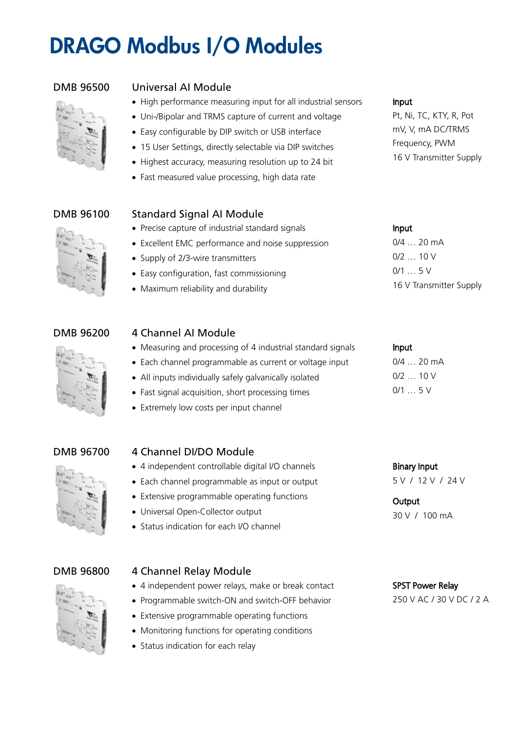# DRAGO Modbus I/O Modules

## DMB 96500

### Universal AI Module

- High performance measuring input for all industrial sensors
- Uni-/Bipolar and TRMS capture of current and voltage
- Easy configurable by DIP switch or USB interface
- 15 User Settings, directly selectable via DIP switches
- Highest accuracy, measuring resolution up to 24 bit
- Fast measured value processing, high data rate

**Input**
Pt, Ni, TC, KTY, R, Pot
mV, V, mA DC/TRMS
Frequency, PWM
16 V Transmitter Supply

## DMB 96100

### Standard Signal AI Module

- Precise capture of industrial standard signals
- Excellent EMC performance and noise suppression
- Supply of 2/3-wire transmitters
- Easy configuration, fast commissioning
- Maximum reliability and durability

**Input**
0/4 … 20 mA
0/2 … 10 V
0/1 … 5 V
16 V Transmitter Supply

## DMB 96200

### 4 Channel AI Module

- Measuring and processing of 4 industrial standard signals
- Each channel programmable as current or voltage input
- All inputs individually safely galvanically isolated
- Fast signal acquisition, short processing times
- Extremely low costs per input channel

**Input**
0/4 … 20 mA
0/2 … 10 V
0/1 … 5 V

## DMB 96700

### 4 Channel DI/DO Module

- 4 independent controllable digital I/O channels
- Each channel programmable as input or output
- Extensive programmable operating functions
- Universal Open-Collector output
- Status indication for each I/O channel

**Binary Input**
5 V / 12 V / 24 V

**Output**
30 V / 100 mA

## DMB 96800

### 4 Channel Relay Module

- 4 independent power relays, make or break contact
- Programmable switch-ON and switch-OFF behavior
- Extensive programmable operating functions
- Monitoring functions for operating conditions
- Status indication for each relay

**SPST Power Relay**
250 V AC / 30 V DC / 2 A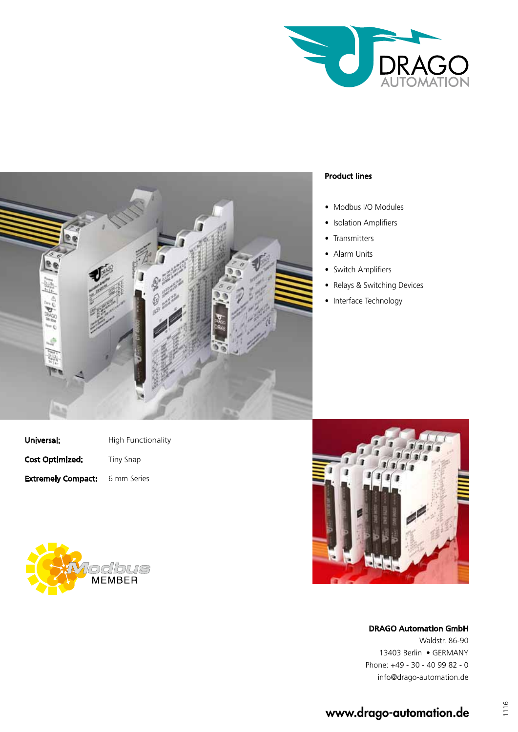**Product lines**

- Modbus I/O Modules
- Isolation Amplifiers
- Transmitters
- Alarm Units
- Switch Amplifiers
- Relays & Switching Devices
- Interface Technology

| | |
|---|---|
| **Universal:** | High Functionality |
| **Cost Optimized:** | Tiny Snap |
| **Extremely Compact:** | 6 mm Series |

Modbus MEMBER

**DRAGO Automation GmbH**
Waldstr. 86-90
13403 Berlin • GERMANY
Phone: +49 - 30 - 40 99 82 - 0
info@drago-automation.de

**www.drago-automation.de**

1116